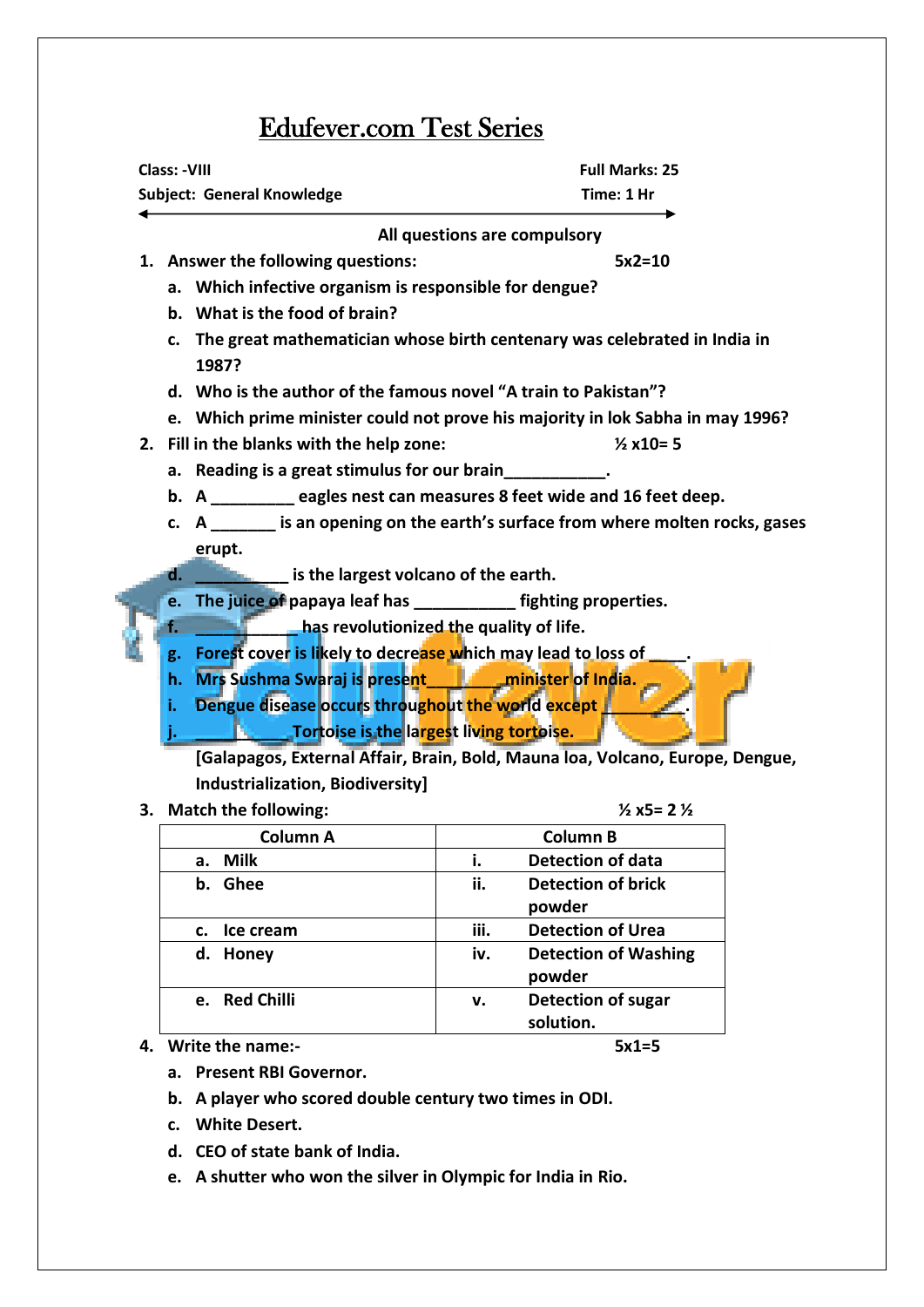# Edufever.com Test Series

**Class: -VIII** **Full Marks: 25**

**Subject: General Knowledge** **Time: 1 Hr**

**All questions are compulsory**

1. **Answer the following questions:** **5x2=10**
   a. Which infective organism is responsible for dengue?
   b. What is the food of brain?
   c. The great mathematician whose birth centenary was celebrated in India in 1987?
   d. Who is the author of the famous novel "A train to Pakistan"?
   e. Which prime minister could not prove his majority in lok Sabha in may 1996?

2. **Fill in the blanks with the help zone:** **½ x10= 5**
   a. Reading is a great stimulus for our brain___________.
   b. A _________ eagles nest can measures 8 feet wide and 16 feet deep.
   c. A _______ is an opening on the earth's surface from where molten rocks, gases erupt.
   d. __________ is the largest volcano of the earth.
   e. The juice of papaya leaf has ___________ fighting properties.
   f. ___________ has revolutionized the quality of life.
   g. Forest cover is likely to decrease which may lead to loss of ____.
   h. Mrs Sushma Swaraj is present________minister of India.
   i. Dengue disease occurs throughout the world except _________.
   j. ___________Tortoise is the largest living tortoise.

   [Galapagos, External Affair, Brain, Bold, Mauna loa, Volcano, Europe, Dengue, Industrialization, Biodiversity]

3. **Match the following:** **½ x5= 2 ½**

| Column A | Column B |
|---|---|
| a. Milk | i. Detection of data |
| b. Ghee | ii. Detection of brick powder |
| c. Ice cream | iii. Detection of Urea |
| d. Honey | iv. Detection of Washing powder |
| e. Red Chilli | v. Detection of sugar solution. |

4. **Write the name:-** **5x1=5**
   a. Present RBI Governor.
   b. A player who scored double century two times in ODI.
   c. White Desert.
   d. CEO of state bank of India.
   e. A shutter who won the silver in Olympic for India in Rio.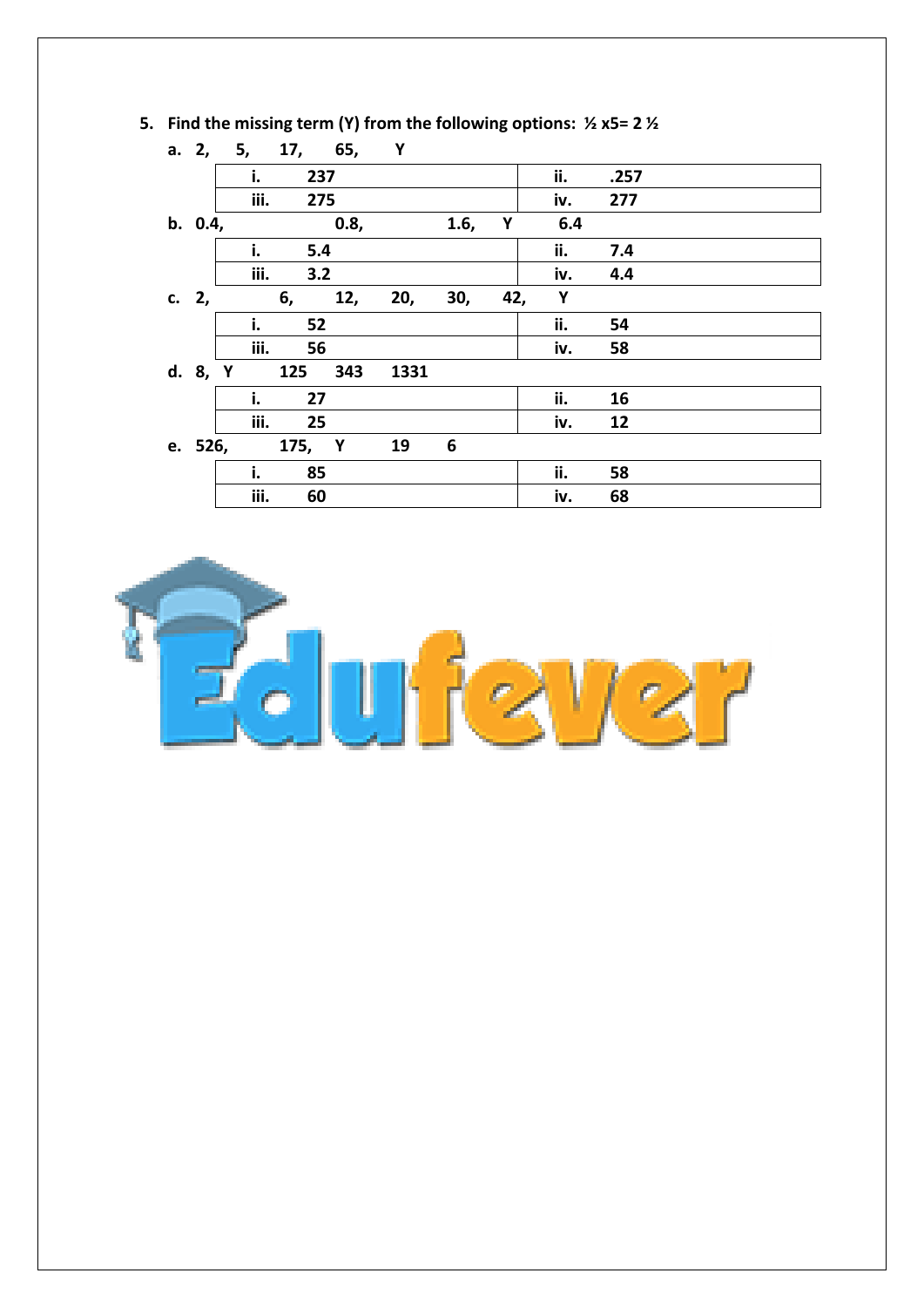5. **Find the missing term (Y) from the following options: $\frac{1}{2} \times 5 = 2\frac{1}{2}$**

a. **2, 5, 17, 65, Y**

| | | | |
|---|---|---|---|
| i. | 237 | ii. | .257 |
| iii. | 275 | iv. | 277 |

b. **0.4, 0.8, 1.6, Y 6.4**

| | | | |
|---|---|---|---|
| i. | 5.4 | ii. | 7.4 |
| iii. | 3.2 | iv. | 4.4 |

c. **2, 6, 12, 20, 30, 42, Y**

| | | | |
|---|---|---|---|
| i. | 52 | ii. | 54 |
| iii. | 56 | iv. | 58 |

d. **8, Y 125 343 1331**

| | | | |
|---|---|---|---|
| i. | 27 | ii. | 16 |
| iii. | 25 | iv. | 12 |

e. **526, 175, Y 19 6**

| | | | |
|---|---|---|---|
| i. | 85 | ii. | 58 |
| iii. | 60 | iv. | 68 |

Edufever